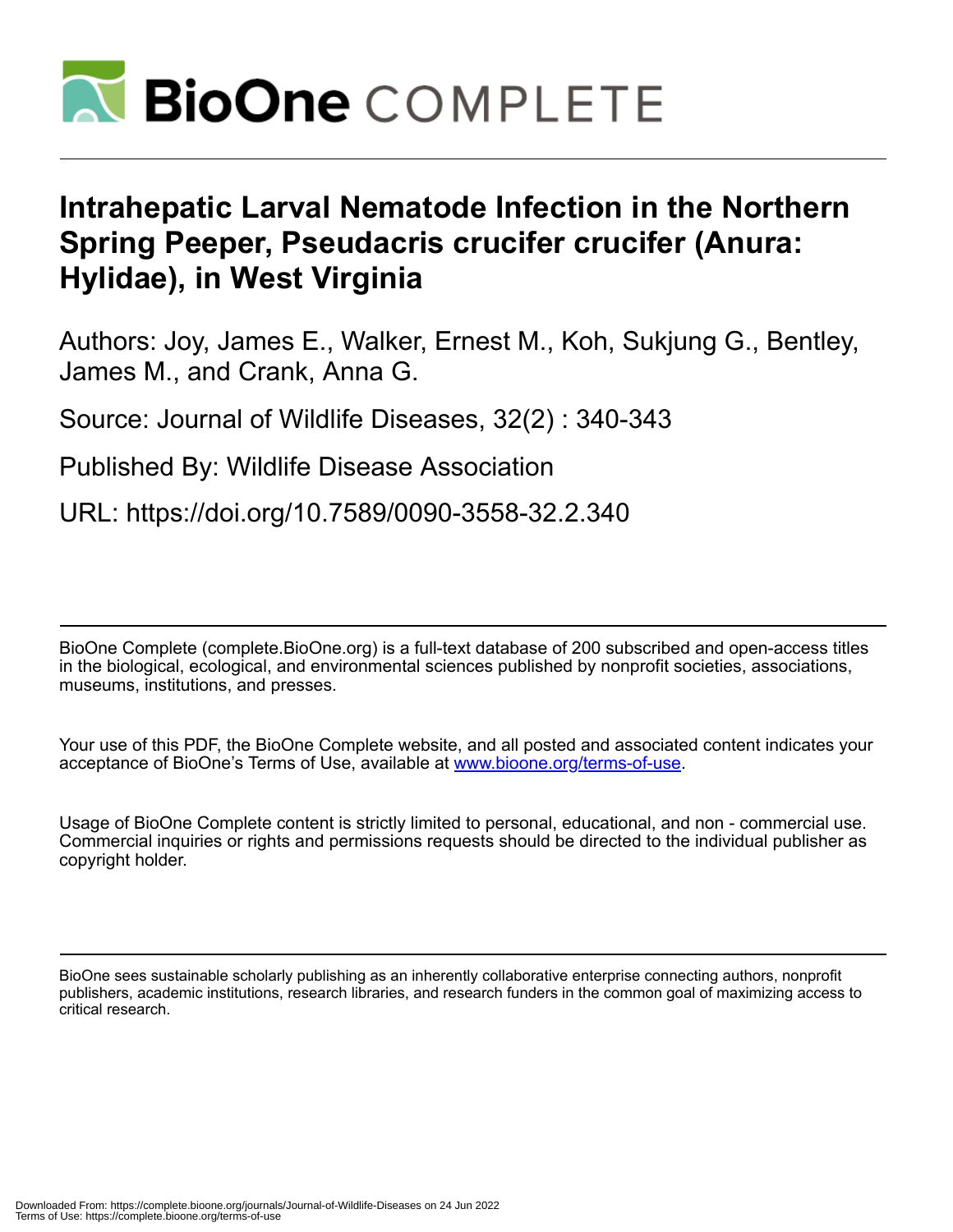# Intrahepatic Larval Nematode Infection in the Northern Spring Peeper, Pseudacris crucifer crucifer (Anura: Hylidae), in West Virginia

Authors: Joy, James E., Walker, Ernest M., Koh, Sukjung G., Bentley, James M., and Crank, Anna G.

Source: Journal of Wildlife Diseases, 32(2) : 340-343

Published By: Wildlife Disease Association

URL: https://doi.org/10.7589/0090-3558-32.2.340

BioOne Complete (complete.BioOne.org) is a full-text database of 200 subscribed and open-access titles in the biological, ecological, and environmental sciences published by nonprofit societies, associations, museums, institutions, and presses.

Your use of this PDF, the BioOne Complete website, and all posted and associated content indicates your acceptance of BioOne's Terms of Use, available at www.bioone.org/terms-of-use.

Usage of BioOne Complete content is strictly limited to personal, educational, and non - commercial use. Commercial inquiries or rights and permissions requests should be directed to the individual publisher as copyright holder.

BioOne sees sustainable scholarly publishing as an inherently collaborative enterprise connecting authors, nonprofit publishers, academic institutions, research libraries, and research funders in the common goal of maximizing access to critical research.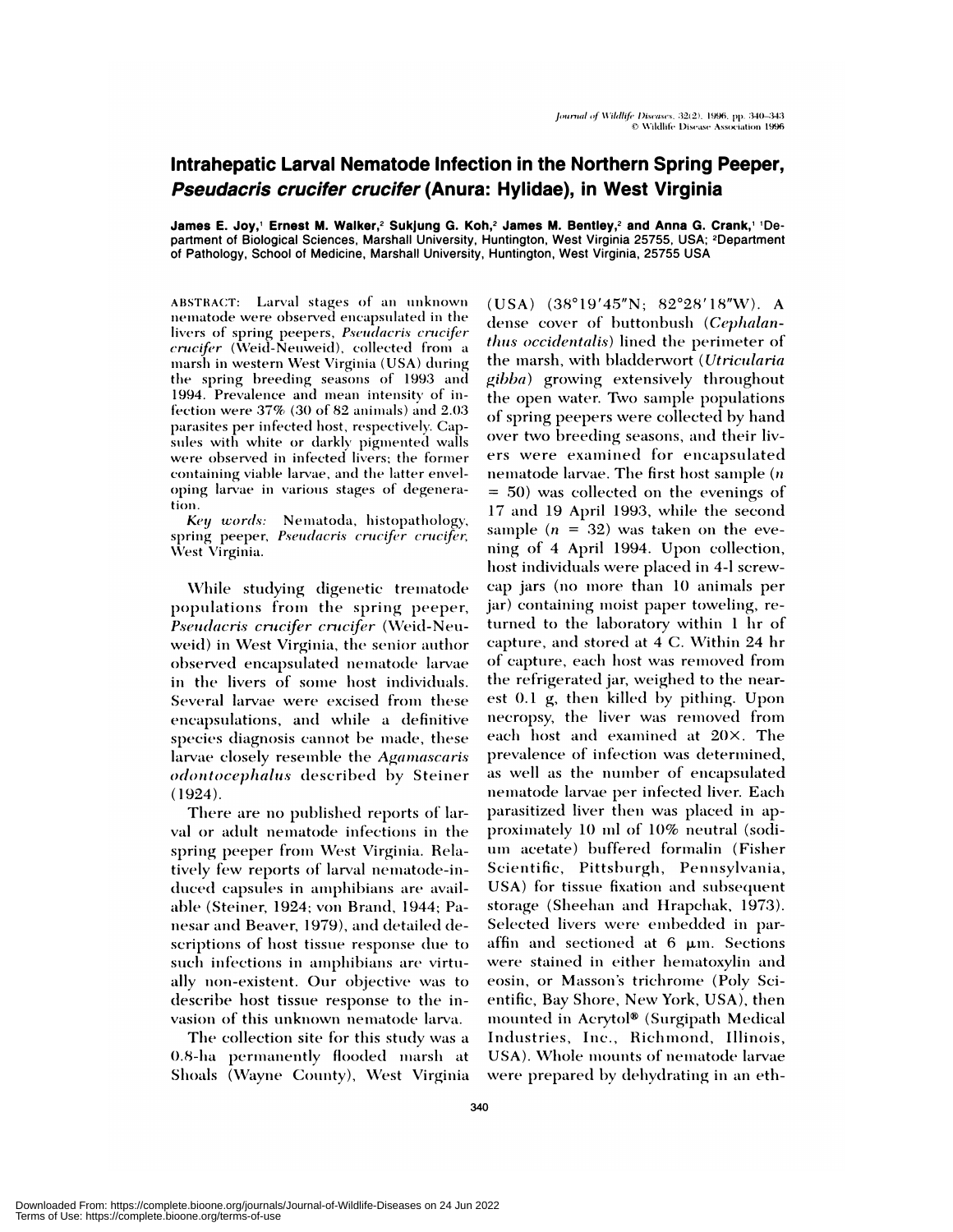# Intrahepatic Larval Nematode Infection in the Northern Spring Peeper, *Pseudacris crucifer crucifer* (Anura: Hylidae), in West Virginia

**James E. Joy,[1] Ernest M. Walker,[2] Sukjung G. Koh,[2] James M. Bentley,[2] and Anna G. Crank,[1]** [1]Department of Biological Sciences, Marshall University, Huntington, West Virginia 25755, USA; [2]Department of Pathology, School of Medicine, Marshall University, Huntington, West Virginia, 25755 USA

ABSTRACT: Larval stages of an unknown nematode were observed encapsulated in the livers of spring peepers, *Pseudacris crucifer crucifer* (Weid-Neuweid), collected from a marsh in western West Virginia (USA) during the spring breeding seasons of 1993 and 1994. Prevalence and mean intensity of infection were 37% (30 of 82 animals) and 2.03 parasites per infected host, respectively. Capsules with white or darkly pigmented walls were observed in infected livers; the former containing viable larvae, and the latter enveloping larvae in various stages of degeneration.

*Key words:* Nematoda, histopathology, spring peeper, *Pseudacris crucifer crucifer*, West Virginia.

While studying digenetic trematode populations from the spring peeper, *Pseudacris crucifer crucifer* (Weid-Neuweid) in West Virginia, the senior author observed encapsulated nematode larvae in the livers of some host individuals. Several larvae were excised from these encapsulations, and while a definitive species diagnosis cannot be made, these larvae closely resemble the *Agamascaris odontocephalus* described by Steiner (1924).

There are no published reports of larval or adult nematode infections in the spring peeper from West Virginia. Relatively few reports of larval nematode-induced capsules in amphibians are available (Steiner, 1924; von Brand, 1944; Panesar and Beaver, 1979), and detailed descriptions of host tissue response due to such infections in amphibians are virtually non-existent. Our objective was to describe host tissue response to the invasion of this unknown nematode larva.

The collection site for this study was a 0.8-ha permanently flooded marsh at Shoals (Wayne County), West Virginia (USA) (38°19′45″N; 82°28′18″W). A dense cover of buttonbush (*Cephalanthus occidentalis*) lined the perimeter of the marsh, with bladderwort (*Utricularia gibba*) growing extensively throughout the open water. Two sample populations of spring peepers were collected by hand over two breeding seasons, and their livers were examined for encapsulated nematode larvae. The first host sample ($n = 50$) was collected on the evenings of 17 and 19 April 1993, while the second sample ($n = 32$) was taken on the evening of 4 April 1994. Upon collection, host individuals were placed in 4-l screw-cap jars (no more than 10 animals per jar) containing moist paper toweling, returned to the laboratory within 1 hr of capture, and stored at 4 C. Within 24 hr of capture, each host was removed from the refrigerated jar, weighed to the nearest 0.1 g, then killed by pithing. Upon necropsy, the liver was removed from each host and examined at 20×. The prevalence of infection was determined, as well as the number of encapsulated nematode larvae per infected liver. Each parasitized liver then was placed in approximately 10 ml of 10% neutral (sodium acetate) buffered formalin (Fisher Scientific, Pittsburgh, Pennsylvania, USA) for tissue fixation and subsequent storage (Sheehan and Hrapchak, 1973). Selected livers were embedded in paraffin and sectioned at 6 μm. Sections were stained in either hematoxylin and eosin, or Masson's trichrome (Poly Scientific, Bay Shore, New York, USA), then mounted in Acrytol® (Surgipath Medical Industries, Inc., Richmond, Illinois, USA). Whole mounts of nematode larvae were prepared by dehydrating in an eth-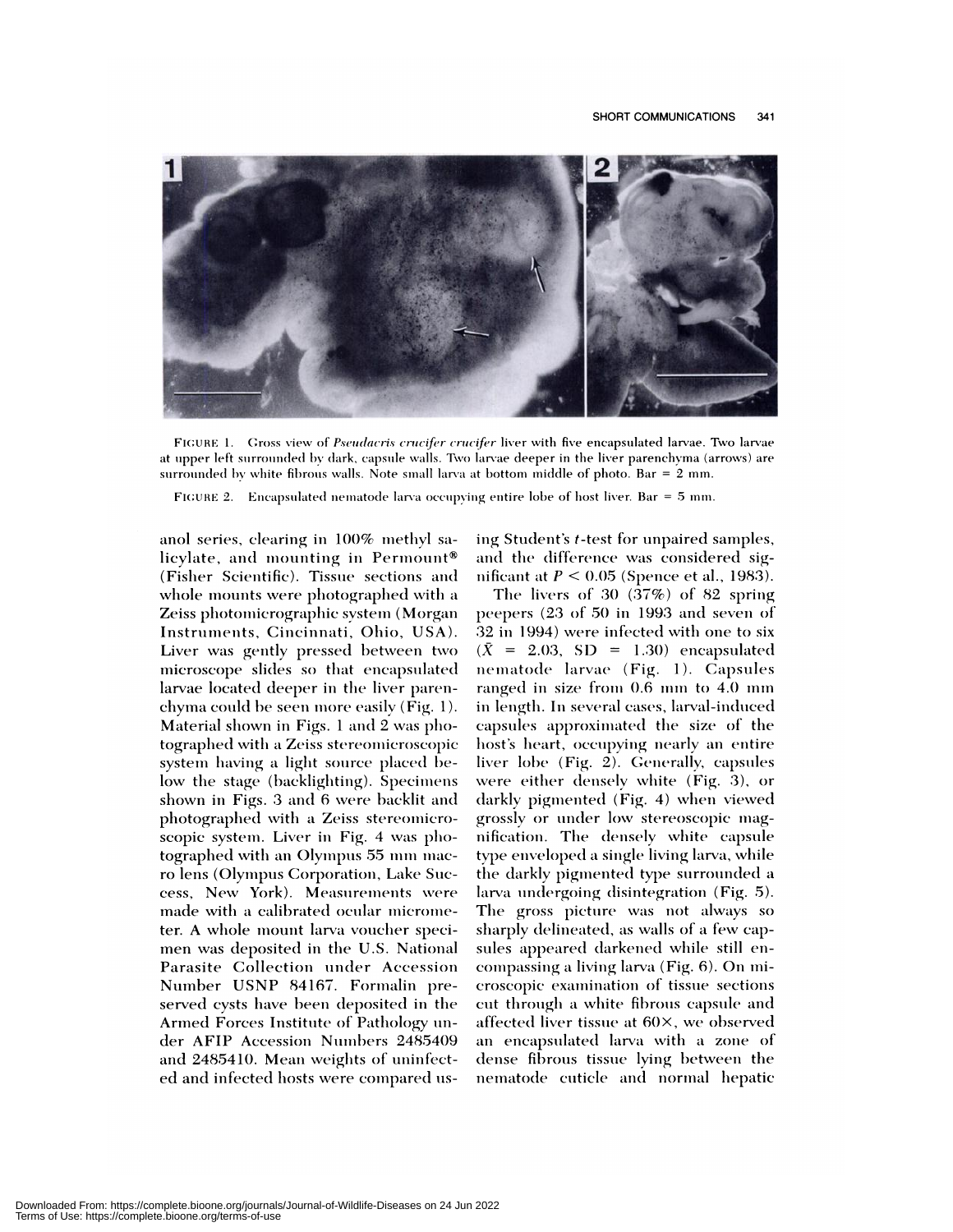FIGURE 1. Gross view of *Pseudacris crucifer crucifer* liver with five encapsulated larvae. Two larvae at upper left surrounded by dark, capsule walls. Two larvae deeper in the liver parenchyma (arrows) are surrounded by white fibrous walls. Note small larva at bottom middle of photo. Bar = 2 mm.

FIGURE 2. Encapsulated nematode larva occupying entire lobe of host liver. Bar = 5 mm.

anol series, clearing in 100% methyl salicylate, and mounting in Permount® (Fisher Scientific). Tissue sections and whole mounts were photographed with a Zeiss photomicrographic system (Morgan Instruments, Cincinnati, Ohio, USA). Liver was gently pressed between two microscope slides so that encapsulated larvae located deeper in the liver parenchyma could be seen more easily (Fig. 1). Material shown in Figs. 1 and 2 was photographed with a Zeiss stereomicroscopic system having a light source placed below the stage (backlighting). Specimens shown in Figs. 3 and 6 were backlit and photographed with a Zeiss stereomicroscopic system. Liver in Fig. 4 was photographed with an Olympus 55 mm macro lens (Olympus Corporation, Lake Success, New York). Measurements were made with a calibrated ocular micrometer. A whole mount larva voucher specimen was deposited in the U.S. National Parasite Collection under Accession Number USNP 84167. Formalin preserved cysts have been deposited in the Armed Forces Institute of Pathology under AFIP Accession Numbers 2485409 and 2485410. Mean weights of uninfected and infected hosts were compared using Student's *t*-test for unpaired samples, and the difference was considered significant at $P < 0.05$ (Spence et al., 1983).

The livers of 30 (37%) of 82 spring peepers (23 of 50 in 1993 and seven of 32 in 1994) were infected with one to six ($\bar{X} = 2.03$, SD = 1.30) encapsulated nematode larvae (Fig. 1). Capsules ranged in size from 0.6 mm to 4.0 mm in length. In several cases, larval-induced capsules approximated the size of the host's heart, occupying nearly an entire liver lobe (Fig. 2). Generally, capsules were either densely white (Fig. 3), or darkly pigmented (Fig. 4) when viewed grossly or under low stereoscopic magnification. The densely white capsule type enveloped a single living larva, while the darkly pigmented type surrounded a larva undergoing disintegration (Fig. 5). The gross picture was not always so sharply delineated, as walls of a few capsules appeared darkened while still encompassing a living larva (Fig. 6). On microscopic examination of tissue sections cut through a white fibrous capsule and affected liver tissue at 60×, we observed an encapsulated larva with a zone of dense fibrous tissue lying between the nematode cuticle and normal hepatic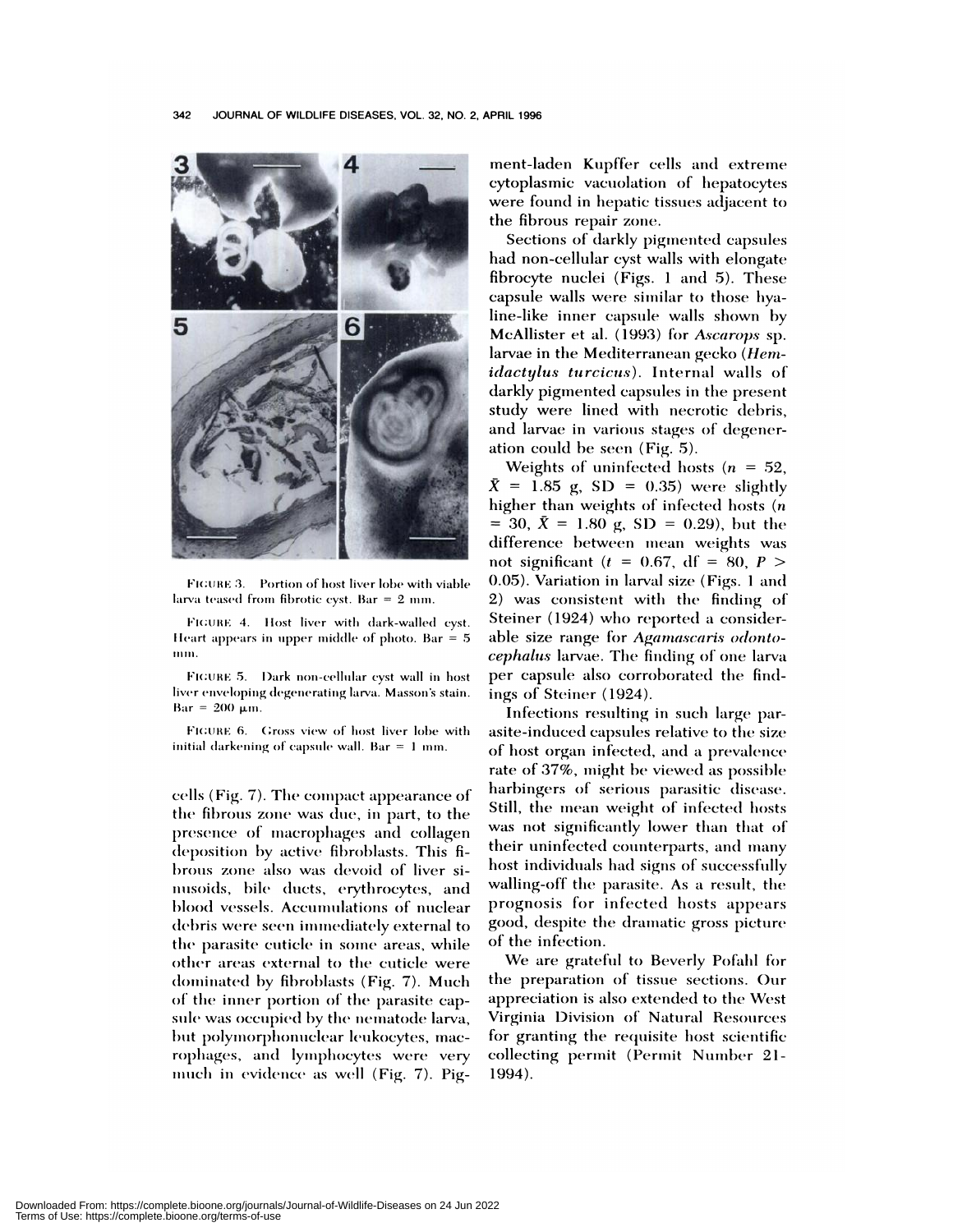FIGURE 3. Portion of host liver lobe with viable larva teased from fibrotic cyst. Bar = 2 mm.

FIGURE 4. Host liver with dark-walled cyst. Heart appears in upper middle of photo. Bar = 5 mm.

FIGURE 5. Dark non-cellular cyst wall in host liver enveloping degenerating larva. Masson's stain. Bar = 200 μm.

FIGURE 6. Gross view of host liver lobe with initial darkening of capsule wall. Bar = 1 mm.

cells (Fig. 7). The compact appearance of the fibrous zone was due, in part, to the presence of macrophages and collagen deposition by active fibroblasts. This fibrous zone also was devoid of liver sinusoids, bile ducts, erythrocytes, and blood vessels. Accumulations of nuclear debris were seen immediately external to the parasite cuticle in some areas, while other areas external to the cuticle were dominated by fibroblasts (Fig. 7). Much of the inner portion of the parasite capsule was occupied by the nematode larva, but polymorphonuclear leukocytes, macrophages, and lymphocytes were very much in evidence as well (Fig. 7). Pigment-laden Kupffer cells and extreme cytoplasmic vacuolation of hepatocytes were found in hepatic tissues adjacent to the fibrous repair zone.

Sections of darkly pigmented capsules had non-cellular cyst walls with elongate fibrocyte nuclei (Figs. 1 and 5). These capsule walls were similar to those hyaline-like inner capsule walls shown by McAllister et al. (1993) for *Ascarops* sp. larvae in the Mediterranean gecko (*Hemidactylus turcicus*). Internal walls of darkly pigmented capsules in the present study were lined with necrotic debris, and larvae in various stages of degeneration could be seen (Fig. 5).

Weights of uninfected hosts ($n = 52$, $\bar{X} = 1.85$ g, SD = 0.35) were slightly higher than weights of infected hosts ($n = 30$, $\bar{X} = 1.80$ g, SD = 0.29), but the difference between mean weights was not significant ($t = 0.67$, df = 80, $P > 0.05$). Variation in larval size (Figs. 1 and 2) was consistent with the finding of Steiner (1924) who reported a considerable size range for *Agamascaris odontocephalus* larvae. The finding of one larva per capsule also corroborated the findings of Steiner (1924).

Infections resulting in such large parasite-induced capsules relative to the size of host organ infected, and a prevalence rate of 37%, might be viewed as possible harbingers of serious parasitic disease. Still, the mean weight of infected hosts was not significantly lower than that of their uninfected counterparts, and many host individuals had signs of successfully walling-off the parasite. As a result, the prognosis for infected hosts appears good, despite the dramatic gross picture of the infection.

We are grateful to Beverly Pofahl for the preparation of tissue sections. Our appreciation is also extended to the West Virginia Division of Natural Resources for granting the requisite host scientific collecting permit (Permit Number 21-1994).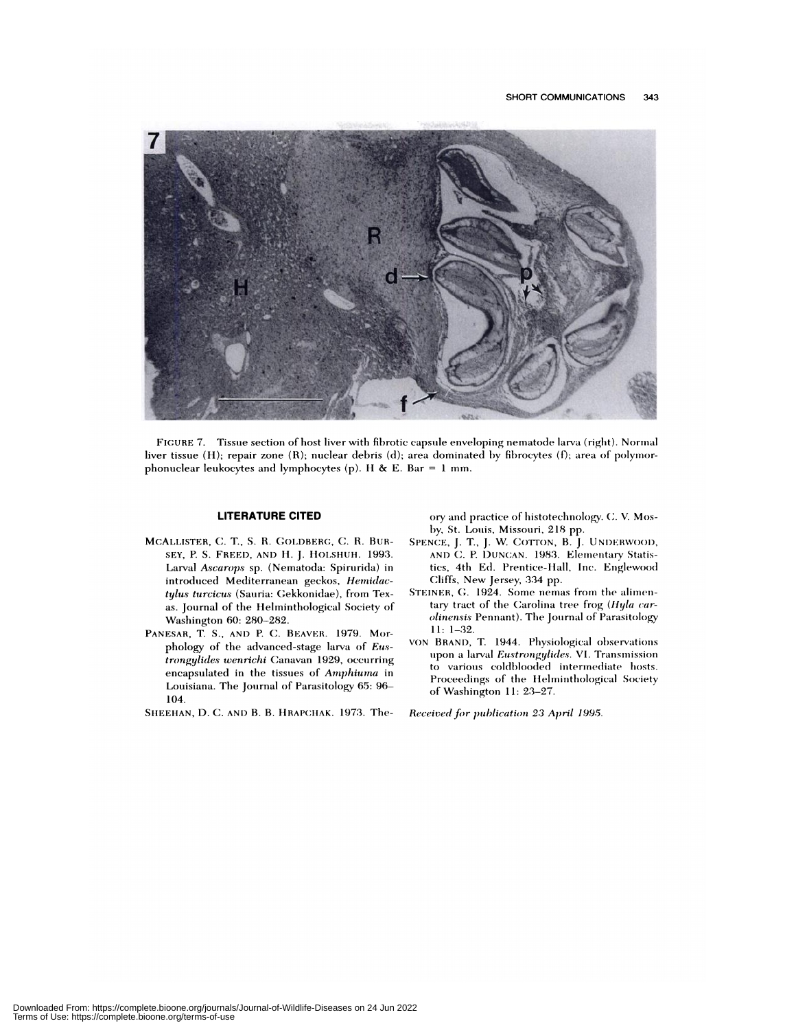FIGURE 7. Tissue section of host liver with fibrotic capsule enveloping nematode larva (right). Normal liver tissue (H); repair zone (R); nuclear debris (d); area dominated by fibrocytes (f); area of polymorphonuclear leukocytes and lymphocytes (p). H & E. Bar = 1 mm.

## LITERATURE CITED

MCALLISTER, C. T., S. R. GOLDBERG, C. R. BURSEY, P. S. FREED, AND H. J. HOLSHUH. 1993. Larval *Ascarops* sp. (Nematoda: Spirurida) in introduced Mediterranean geckos, *Hemidactylus turcicus* (Sauria: Gekkonidae), from Texas. Journal of the Helminthological Society of Washington 60: 280–282.

PANESAR, T. S., AND P. C. BEAVER. 1979. Morphology of the advanced-stage larva of *Eustrongylides wenrichi* Canavan 1929, occurring encapsulated in the tissues of *Amphiuma* in Louisiana. The Journal of Parasitology 65: 96–104.

SHEEHAN, D. C. AND B. B. HRAPCHAK. 1973. Theory and practice of histotechnology. C. V. Mosby, St. Louis, Missouri, 218 pp.

SPENCE, J. T., J. W. COTTON, B. J. UNDERWOOD, AND C. P. DUNCAN. 1983. Elementary Statistics, 4th Ed. Prentice-Hall, Inc. Englewood Cliffs, New Jersey, 334 pp.

STEINER, G. 1924. Some nemas from the alimentary tract of the Carolina tree frog (*Hyla carolinensis* Pennant). The Journal of Parasitology 11: 1–32.

VON BRAND, T. 1944. Physiological observations upon a larval *Eustrongylides*. VI. Transmission to various coldblooded intermediate hosts. Proceedings of the Helminthological Society of Washington 11: 23–27.

*Received for publication 23 April 1995.*